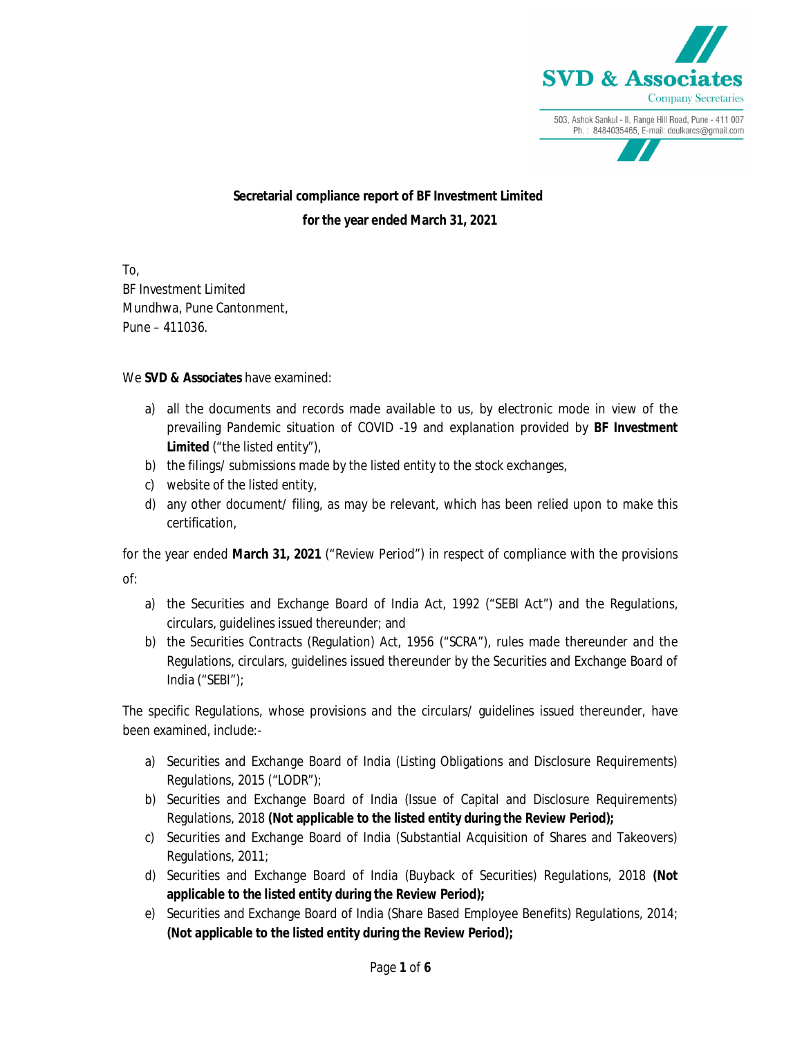SVD & Associates

Company Secretaries

503, Ashok Sankul - II, Range Hill Road, Pune - 411 007
Ph. : 8484035465, E-mail: deulkarcs@gmail.com

**Secretarial compliance report of BF Investment Limited**
**for the year ended March 31, 2021**

To,
BF Investment Limited
Mundhwa, Pune Cantonment,
Pune – 411036.

We **SVD & Associates** have examined:

a) all the documents and records made available to us, by electronic mode in view of the prevailing Pandemic situation of COVID -19 and explanation provided by **BF Investment Limited** ("the listed entity"),
b) the filings/ submissions made by the listed entity to the stock exchanges,
c) website of the listed entity,
d) any other document/ filing, as may be relevant, which has been relied upon to make this certification,

for the year ended **March 31, 2021** ("Review Period") in respect of compliance with the provisions of:

a) the Securities and Exchange Board of India Act, 1992 ("SEBI Act") and the Regulations, circulars, guidelines issued thereunder; and
b) the Securities Contracts (Regulation) Act, 1956 ("SCRA"), rules made thereunder and the Regulations, circulars, guidelines issued thereunder by the Securities and Exchange Board of India ("SEBI");

The specific Regulations, whose provisions and the circulars/ guidelines issued thereunder, have been examined, include:-

a) Securities and Exchange Board of India (Listing Obligations and Disclosure Requirements) Regulations, 2015 ("LODR");
b) Securities and Exchange Board of India (Issue of Capital and Disclosure Requirements) Regulations, 2018 **(Not applicable to the listed entity during the Review Period);**
c) Securities and Exchange Board of India (Substantial Acquisition of Shares and Takeovers) Regulations, 2011;
d) Securities and Exchange Board of India (Buyback of Securities) Regulations, 2018 **(Not applicable to the listed entity during the Review Period);**
e) Securities and Exchange Board of India (Share Based Employee Benefits) Regulations, 2014; **(Not applicable to the listed entity during the Review Period);**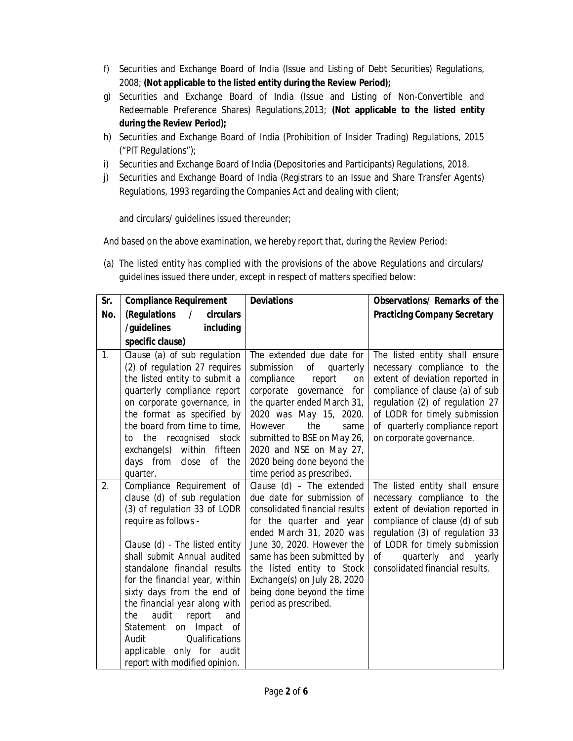f) Securities and Exchange Board of India (Issue and Listing of Debt Securities) Regulations, 2008; **(Not applicable to the listed entity during the Review Period);**
g) Securities and Exchange Board of India (Issue and Listing of Non-Convertible and Redeemable Preference Shares) Regulations,2013; **(Not applicable to the listed entity during the Review Period);**
h) Securities and Exchange Board of India (Prohibition of Insider Trading) Regulations, 2015 ("PIT Regulations");
i) Securities and Exchange Board of India (Depositories and Participants) Regulations, 2018.
j) Securities and Exchange Board of India (Registrars to an Issue and Share Transfer Agents) Regulations, 1993 regarding the Companies Act and dealing with client;

and circulars/ guidelines issued thereunder;

And based on the above examination, we hereby report that, during the Review Period:

(a) The listed entity has complied with the provisions of the above Regulations and circulars/ guidelines issued there under, except in respect of matters specified below:

| Sr. No. | Compliance Requirement (Regulations / circulars /guidelines including specific clause) | Deviations | Observations/ Remarks of the Practicing Company Secretary |
|---|---|---|---|
| 1. | Clause (a) of sub regulation (2) of regulation 27 requires the listed entity to submit a quarterly compliance report on corporate governance, in the format as specified by the board from time to time, to the recognised stock exchange(s) within fifteen days from close of the quarter. | The extended due date for submission of quarterly compliance report on corporate governance for the quarter ended March 31, 2020 was May 15, 2020. However the same submitted to BSE on May 26, 2020 and NSE on May 27, 2020 being done beyond the time period as prescribed. | The listed entity shall ensure necessary compliance to the extent of deviation reported in compliance of clause (a) of sub regulation (2) of regulation 27 of LODR for timely submission of quarterly compliance report on corporate governance. |
| 2. | Compliance Requirement of clause (d) of sub regulation (3) of regulation 33 of LODR require as follows -<br><br>Clause (d) - The listed entity shall submit Annual audited standalone financial results for the financial year, within sixty days from the end of the financial year along with the audit report and Statement on Impact of Audit Qualifications applicable only for audit report with modified opinion. | Clause (d) – The extended due date for submission of consolidated financial results for the quarter and year ended March 31, 2020 was June 30, 2020. However the same has been submitted by the listed entity to Stock Exchange(s) on July 28, 2020 being done beyond the time period as prescribed. | The listed entity shall ensure necessary compliance to the extent of deviation reported in compliance of clause (d) of sub regulation (3) of regulation 33 of LODR for timely submission of quarterly and yearly consolidated financial results. |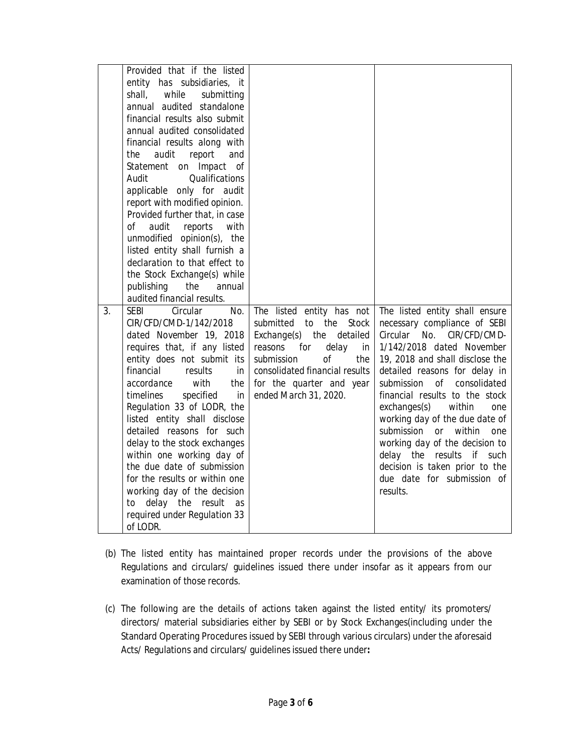| | | | |
|---|---|---|---|
| | Provided that if the listed entity has subsidiaries, it shall, while submitting annual audited standalone financial results also submit annual audited consolidated financial results along with the audit report and Statement on Impact of Audit Qualifications applicable only for audit report with modified opinion. Provided further that, in case of audit reports with unmodified opinion(s), the listed entity shall furnish a declaration to that effect to the Stock Exchange(s) while publishing the annual audited financial results. | | |
| 3. | SEBI Circular No. CIR/CFD/CMD-1/142/2018 dated November 19, 2018 requires that, if any listed entity does not submit its financial results in accordance with the timelines specified in Regulation 33 of LODR, the listed entity shall disclose detailed reasons for such delay to the stock exchanges within one working day of the due date of submission for the results or within one working day of the decision to delay the result as required under Regulation 33 of LODR. | The listed entity has not submitted to the Stock Exchange(s) the detailed reasons for delay in submission of the consolidated financial results for the quarter and year ended March 31, 2020. | The listed entity shall ensure necessary compliance of SEBI Circular No. CIR/CFD/CMD-1/142/2018 dated November 19, 2018 and shall disclose the detailed reasons for delay in submission of consolidated financial results to the stock exchanges(s) within one working day of the due date of submission or within one working day of the decision to delay the results if such decision is taken prior to the due date for submission of results. |

(b) The listed entity has maintained proper records under the provisions of the above Regulations and circulars/ guidelines issued there under insofar as it appears from our examination of those records.

(c) The following are the details of actions taken against the listed entity/ its promoters/ directors/ material subsidiaries either by SEBI or by Stock Exchanges(including under the Standard Operating Procedures issued by SEBI through various circulars) under the aforesaid Acts/ Regulations and circulars/ guidelines issued there under**:**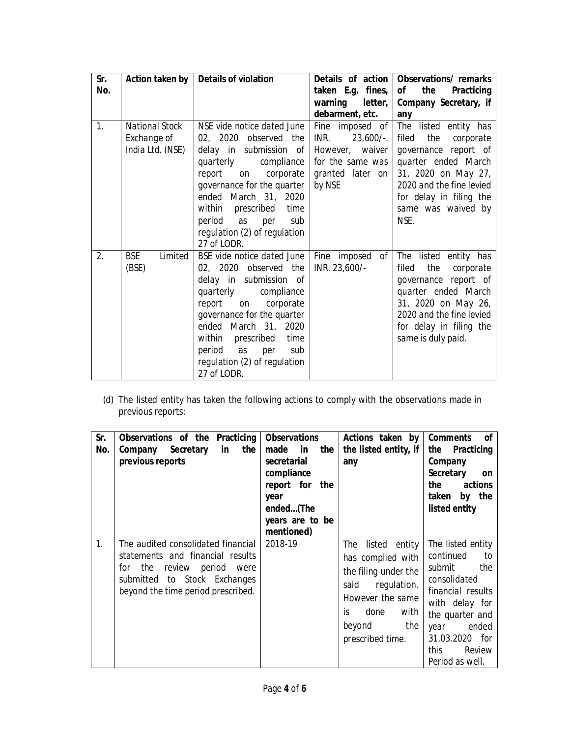| Sr. No. | Action taken by | Details of violation | Details of action taken E.g. fines, warning letter, debarment, etc. | Observations/ remarks of the Practicing Company Secretary, if any |
|---|---|---|---|---|
| 1. | National Stock Exchange of India Ltd. (NSE) | NSE vide notice dated June 02, 2020 observed the delay in submission of quarterly compliance report on corporate governance for the quarter ended March 31, 2020 within prescribed time period as per sub regulation (2) of regulation 27 of LODR. | Fine imposed of INR. 23,600/-. However, waiver for the same was granted later on by NSE | The listed entity has filed the corporate governance report of quarter ended March 31, 2020 on May 27, 2020 and the fine levied for delay in filing the same was waived by NSE. |
| 2. | BSE Limited (BSE) | BSE vide notice dated June 02, 2020 observed the delay in submission of quarterly compliance report on corporate governance for the quarter ended March 31, 2020 within prescribed time period as per sub regulation (2) of regulation 27 of LODR. | Fine imposed of INR. 23,600/- | The listed entity has filed the corporate governance report of quarter ended March 31, 2020 on May 26, 2020 and the fine levied for delay in filing the same is duly paid. |

(d) The listed entity has taken the following actions to comply with the observations made in previous reports:

| Sr. No. | Observations of the Practicing Company Secretary in the previous reports | Observations made in the secretarial compliance report for the year ended...(The years are to be mentioned) | Actions taken by the listed entity, if any | Comments of the Practicing Company Secretary on the actions taken by the listed entity |
|---|---|---|---|---|
| 1. | The audited consolidated financial statements and financial results for the review period were submitted to Stock Exchanges beyond the time period prescribed. | 2018-19 | The listed entity has complied with the filing under the said regulation. However the same is done with beyond the prescribed time. | The listed entity continued to submit the consolidated financial results with delay for the quarter and year ended 31.03.2020 for this Review Period as well. |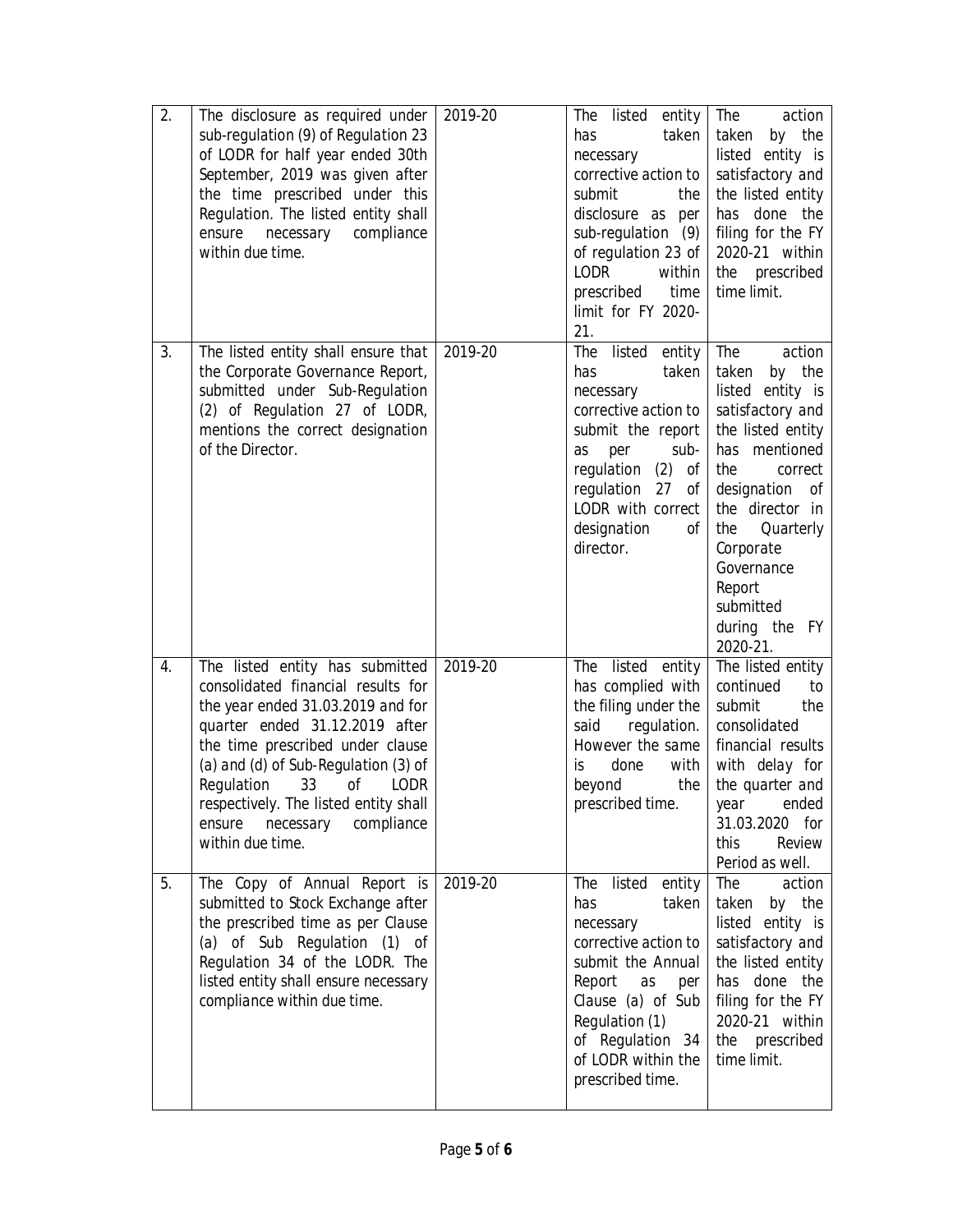| 2. | The disclosure as required under sub-regulation (9) of Regulation 23 of LODR for half year ended 30th September, 2019 was given after the time prescribed under this Regulation. The listed entity shall ensure necessary compliance within due time. | 2019-20 | The listed entity has taken necessary corrective action to submit the disclosure as per sub-regulation (9) of regulation 23 of LODR within prescribed time limit for FY 2020-21. | The action taken by the listed entity is satisfactory and the listed entity has done the filing for the FY 2020-21 within the prescribed time limit. |
|---|---|---|---|---|
| 3. | The listed entity shall ensure that the Corporate Governance Report, submitted under Sub-Regulation (2) of Regulation 27 of LODR, mentions the correct designation of the Director. | 2019-20 | The listed entity has taken necessary corrective action to submit the report as per sub-regulation (2) of regulation 27 of LODR with correct designation of director. | The action taken by the listed entity is satisfactory and the listed entity has mentioned the correct designation of the director in the Quarterly Corporate Governance Report submitted during the FY 2020-21. |
| 4. | The listed entity has submitted consolidated financial results for the year ended 31.03.2019 and for quarter ended 31.12.2019 after the time prescribed under clause (a) and (d) of Sub-Regulation (3) of Regulation 33 of LODR respectively. The listed entity shall ensure necessary compliance within due time. | 2019-20 | The listed entity has complied with the filing under the said regulation. However the same is done with beyond the prescribed time. | The listed entity continued to submit the consolidated financial results with delay for the quarter and year ended 31.03.2020 for this Review Period as well. |
| 5. | The Copy of Annual Report is submitted to Stock Exchange after the prescribed time as per Clause (a) of Sub Regulation (1) of Regulation 34 of the LODR. The listed entity shall ensure necessary compliance within due time. | 2019-20 | The listed entity has taken necessary corrective action to submit the Annual Report as per Clause (a) of Sub Regulation (1) of Regulation 34 of LODR within the prescribed time. | The action taken by the listed entity is satisfactory and the listed entity has done the filing for the FY 2020-21 within the prescribed time limit. |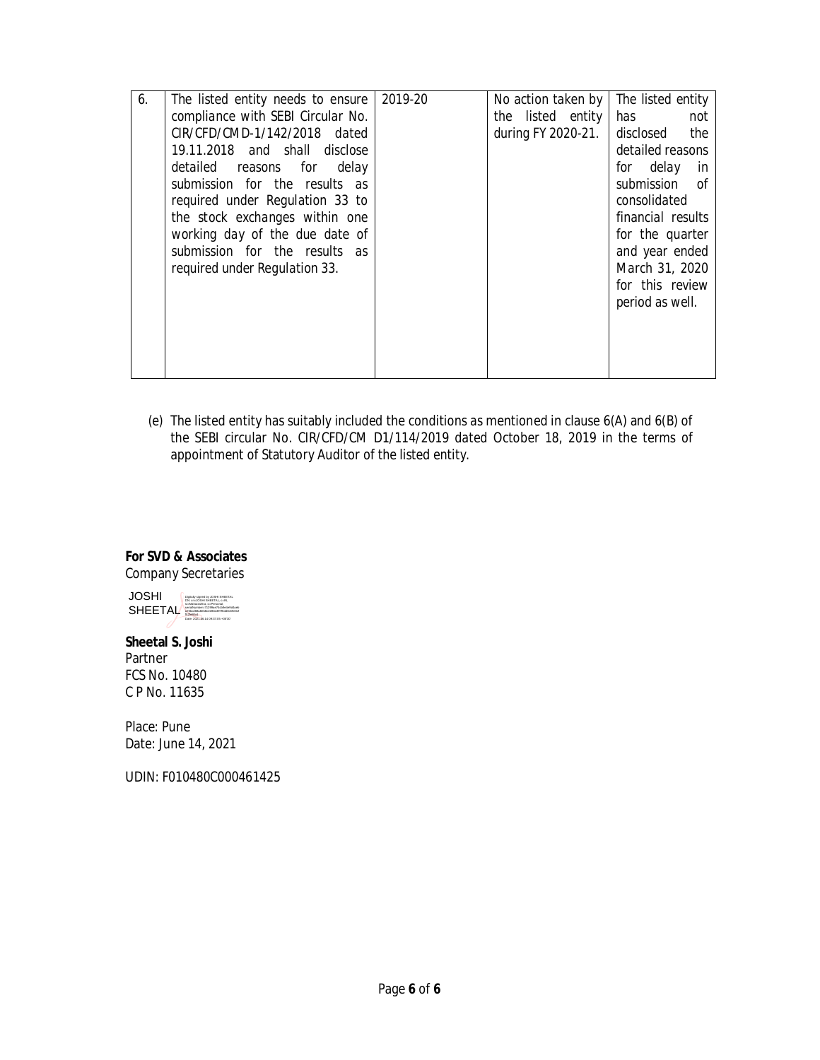| | | | | |
|---|---|---|---|---|
| 6. | The listed entity needs to ensure compliance with SEBI Circular No. CIR/CFD/CMD-1/142/2018 dated 19.11.2018 and shall disclose detailed reasons for delay submission for the results as required under Regulation 33 to the stock exchanges within one working day of the due date of submission for the results as required under Regulation 33. | 2019-20 | No action taken by the listed entity during FY 2020-21. | The listed entity has not disclosed the detailed reasons for delay in submission of consolidated financial results for the quarter and year ended March 31, 2020 for this review period as well. |

(e) The listed entity has suitably included the conditions as mentioned in clause 6(A) and 6(B) of the SEBI circular No. CIR/CFD/CM D1/114/2019 dated October 18, 2019 in the terms of appointment of Statutory Auditor of the listed entity.

**For SVD & Associates**
Company Secretaries

JOSHI SHEETAL

**Sheetal S. Joshi**
Partner
FCS No. 10480
C P No. 11635

Place: Pune
Date: June 14, 2021

UDIN: F010480C000461425